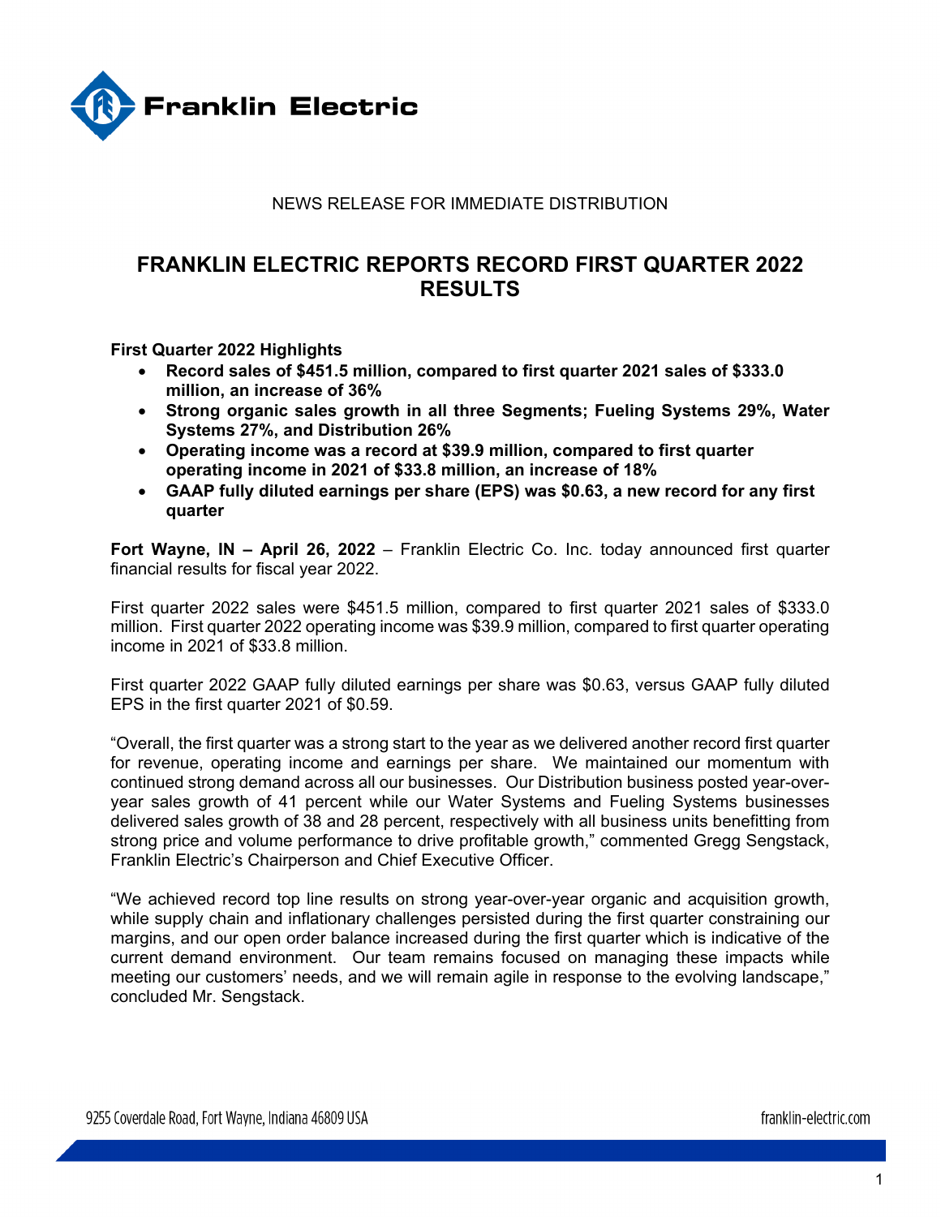Franklin Electric

NEWS RELEASE FOR IMMEDIATE DISTRIBUTION

# FRANKLIN ELECTRIC REPORTS RECORD FIRST QUARTER 2022 RESULTS

**First Quarter 2022 Highlights**

- **Record sales of $451.5 million, compared to first quarter 2021 sales of $333.0 million, an increase of 36%**
- **Strong organic sales growth in all three Segments; Fueling Systems 29%, Water Systems 27%, and Distribution 26%**
- **Operating income was a record at $39.9 million, compared to first quarter operating income in 2021 of $33.8 million, an increase of 18%**
- **GAAP fully diluted earnings per share (EPS) was $0.63, a new record for any first quarter**

**Fort Wayne, IN – April 26, 2022** – Franklin Electric Co. Inc. today announced first quarter financial results for fiscal year 2022.

First quarter 2022 sales were $451.5 million, compared to first quarter 2021 sales of $333.0 million. First quarter 2022 operating income was $39.9 million, compared to first quarter operating income in 2021 of $33.8 million.

First quarter 2022 GAAP fully diluted earnings per share was $0.63, versus GAAP fully diluted EPS in the first quarter 2021 of $0.59.

"Overall, the first quarter was a strong start to the year as we delivered another record first quarter for revenue, operating income and earnings per share. We maintained our momentum with continued strong demand across all our businesses. Our Distribution business posted year-over-year sales growth of 41 percent while our Water Systems and Fueling Systems businesses delivered sales growth of 38 and 28 percent, respectively with all business units benefitting from strong price and volume performance to drive profitable growth," commented Gregg Sengstack, Franklin Electric's Chairperson and Chief Executive Officer.

"We achieved record top line results on strong year-over-year organic and acquisition growth, while supply chain and inflationary challenges persisted during the first quarter constraining our margins, and our open order balance increased during the first quarter which is indicative of the current demand environment. Our team remains focused on managing these impacts while meeting our customers' needs, and we will remain agile in response to the evolving landscape," concluded Mr. Sengstack.

9255 Coverdale Road, Fort Wayne, Indiana 46809 USA

franklin-electric.com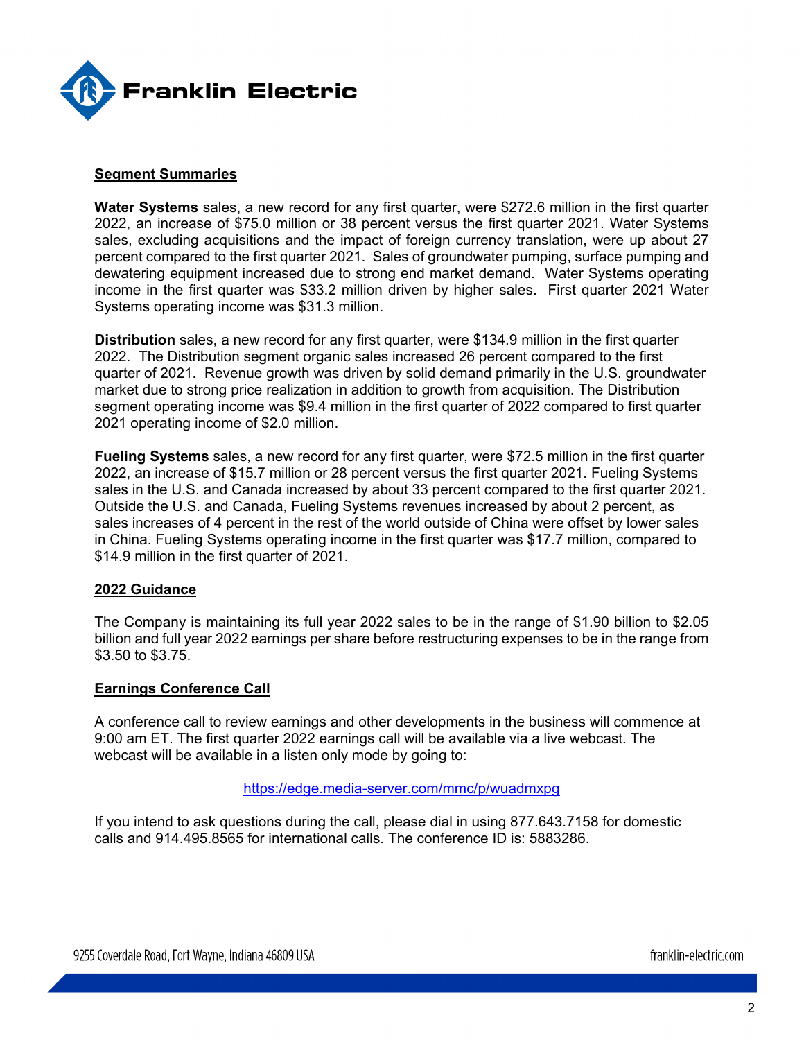## Segment Summaries

**Water Systems** sales, a new record for any first quarter, were $272.6 million in the first quarter 2022, an increase of $75.0 million or 38 percent versus the first quarter 2021. Water Systems sales, excluding acquisitions and the impact of foreign currency translation, were up about 27 percent compared to the first quarter 2021. Sales of groundwater pumping, surface pumping and dewatering equipment increased due to strong end market demand. Water Systems operating income in the first quarter was $33.2 million driven by higher sales. First quarter 2021 Water Systems operating income was $31.3 million.

**Distribution** sales, a new record for any first quarter, were $134.9 million in the first quarter 2022. The Distribution segment organic sales increased 26 percent compared to the first quarter of 2021. Revenue growth was driven by solid demand primarily in the U.S. groundwater market due to strong price realization in addition to growth from acquisition. The Distribution segment operating income was $9.4 million in the first quarter of 2022 compared to first quarter 2021 operating income of $2.0 million.

**Fueling Systems** sales, a new record for any first quarter, were $72.5 million in the first quarter 2022, an increase of $15.7 million or 28 percent versus the first quarter 2021. Fueling Systems sales in the U.S. and Canada increased by about 33 percent compared to the first quarter 2021. Outside the U.S. and Canada, Fueling Systems revenues increased by about 2 percent, as sales increases of 4 percent in the rest of the world outside of China were offset by lower sales in China. Fueling Systems operating income in the first quarter was $17.7 million, compared to $14.9 million in the first quarter of 2021.

## 2022 Guidance

The Company is maintaining its full year 2022 sales to be in the range of $1.90 billion to $2.05 billion and full year 2022 earnings per share before restructuring expenses to be in the range from $3.50 to $3.75.

## Earnings Conference Call

A conference call to review earnings and other developments in the business will commence at 9:00 am ET. The first quarter 2022 earnings call will be available via a live webcast. The webcast will be available in a listen only mode by going to:

https://edge.media-server.com/mmc/p/wuadmxpg

If you intend to ask questions during the call, please dial in using 877.643.7158 for domestic calls and 914.495.8565 for international calls. The conference ID is: 5883286.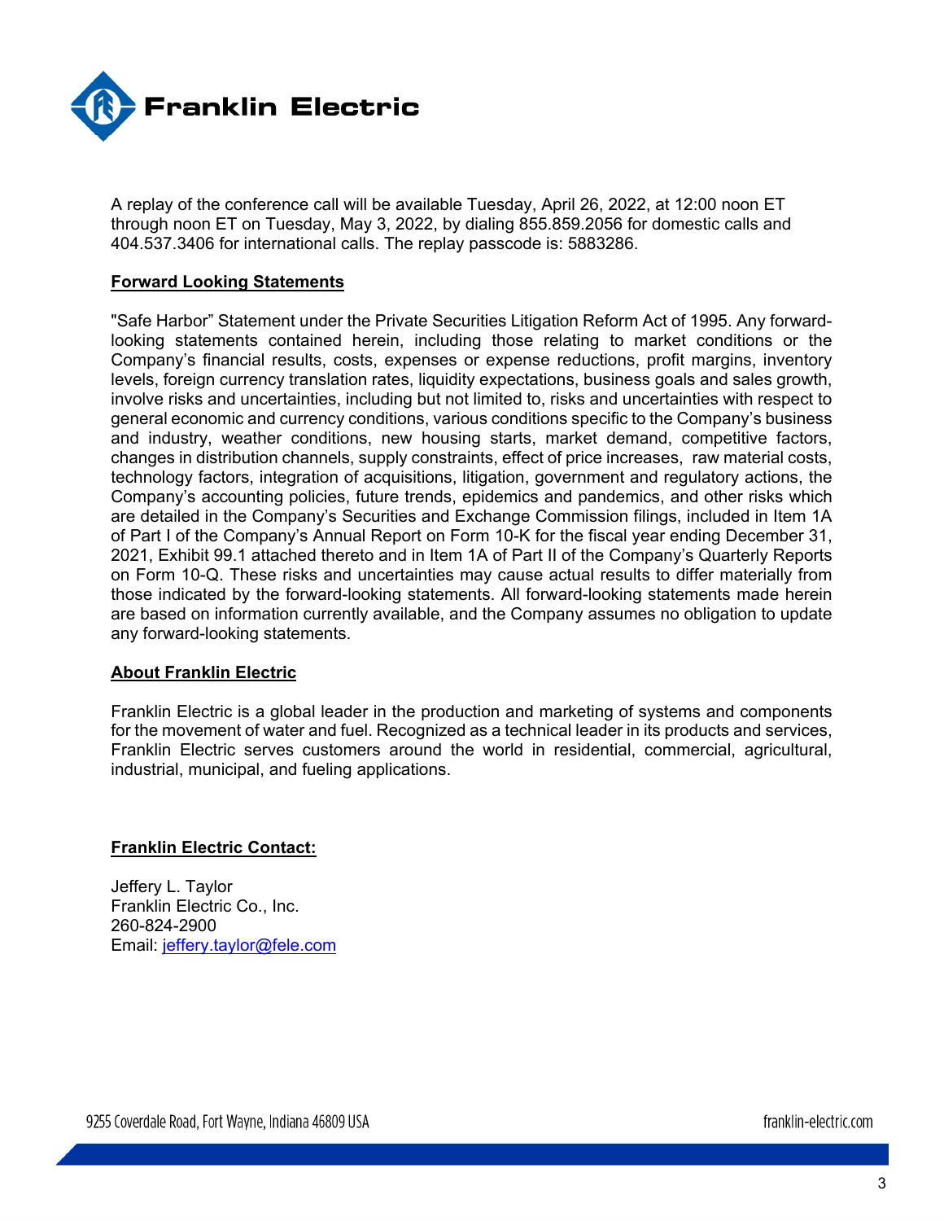A replay of the conference call will be available Tuesday, April 26, 2022, at 12:00 noon ET through noon ET on Tuesday, May 3, 2022, by dialing 855.859.2056 for domestic calls and 404.537.3406 for international calls. The replay passcode is: 5883286.

**Forward Looking Statements**

"Safe Harbor" Statement under the Private Securities Litigation Reform Act of 1995. Any forward-looking statements contained herein, including those relating to market conditions or the Company's financial results, costs, expenses or expense reductions, profit margins, inventory levels, foreign currency translation rates, liquidity expectations, business goals and sales growth, involve risks and uncertainties, including but not limited to, risks and uncertainties with respect to general economic and currency conditions, various conditions specific to the Company's business and industry, weather conditions, new housing starts, market demand, competitive factors, changes in distribution channels, supply constraints, effect of price increases, raw material costs, technology factors, integration of acquisitions, litigation, government and regulatory actions, the Company's accounting policies, future trends, epidemics and pandemics, and other risks which are detailed in the Company's Securities and Exchange Commission filings, included in Item 1A of Part I of the Company's Annual Report on Form 10-K for the fiscal year ending December 31, 2021, Exhibit 99.1 attached thereto and in Item 1A of Part II of the Company's Quarterly Reports on Form 10-Q. These risks and uncertainties may cause actual results to differ materially from those indicated by the forward-looking statements. All forward-looking statements made herein are based on information currently available, and the Company assumes no obligation to update any forward-looking statements.

**About Franklin Electric**

Franklin Electric is a global leader in the production and marketing of systems and components for the movement of water and fuel. Recognized as a technical leader in its products and services, Franklin Electric serves customers around the world in residential, commercial, agricultural, industrial, municipal, and fueling applications.

**Franklin Electric Contact:**

Jeffery L. Taylor
Franklin Electric Co., Inc.
260-824-2900
Email: jeffery.taylor@fele.com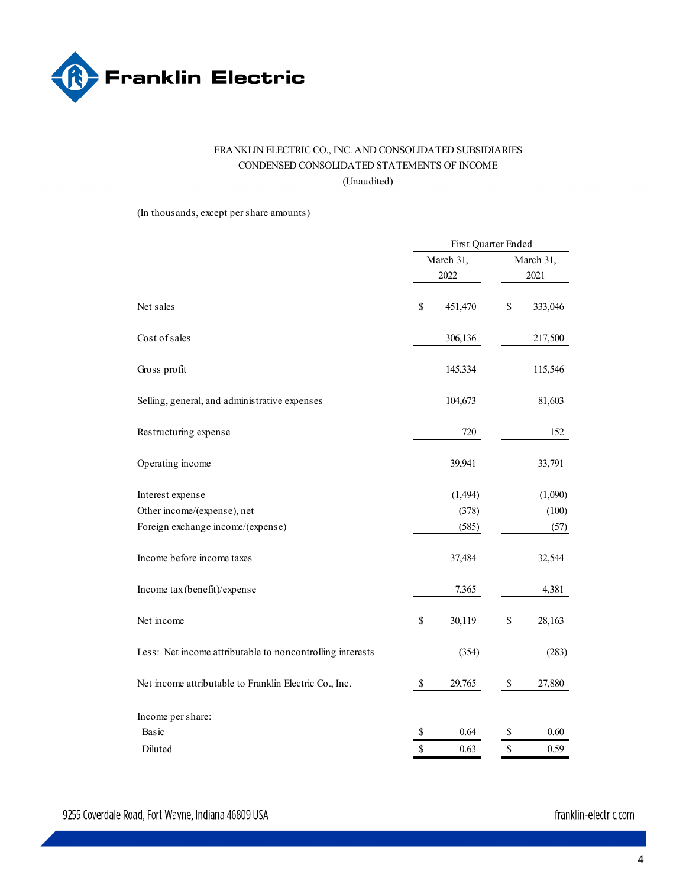FRANKLIN ELECTRIC CO., INC. AND CONSOLIDATED SUBSIDIARIES
CONDENSED CONSOLIDATED STATEMENTS OF INCOME
(Unaudited)

(In thousands, except per share amounts)

| | First Quarter Ended | |
|---|---|---|
| | March 31, 2022 | March 31, 2021 |
| Net sales | $ 451,470 | $ 333,046 |
| Cost of sales | 306,136 | 217,500 |
| Gross profit | 145,334 | 115,546 |
| Selling, general, and administrative expenses | 104,673 | 81,603 |
| Restructuring expense | 720 | 152 |
| Operating income | 39,941 | 33,791 |
| Interest expense | (1,494) | (1,090) |
| Other income/(expense), net | (378) | (100) |
| Foreign exchange income/(expense) | (585) | (57) |
| Income before income taxes | 37,484 | 32,544 |
| Income tax (benefit)/expense | 7,365 | 4,381 |
| Net income | $ 30,119 | $ 28,163 |
| Less: Net income attributable to noncontrolling interests | (354) | (283) |
| Net income attributable to Franklin Electric Co., Inc. | $ 29,765 | $ 27,880 |
| Income per share: | | |
| Basic | $ 0.64 | $ 0.60 |
| Diluted | $ 0.63 | $ 0.59 |

9255 Coverdale Road, Fort Wayne, Indiana 46809 USA

franklin-electric.com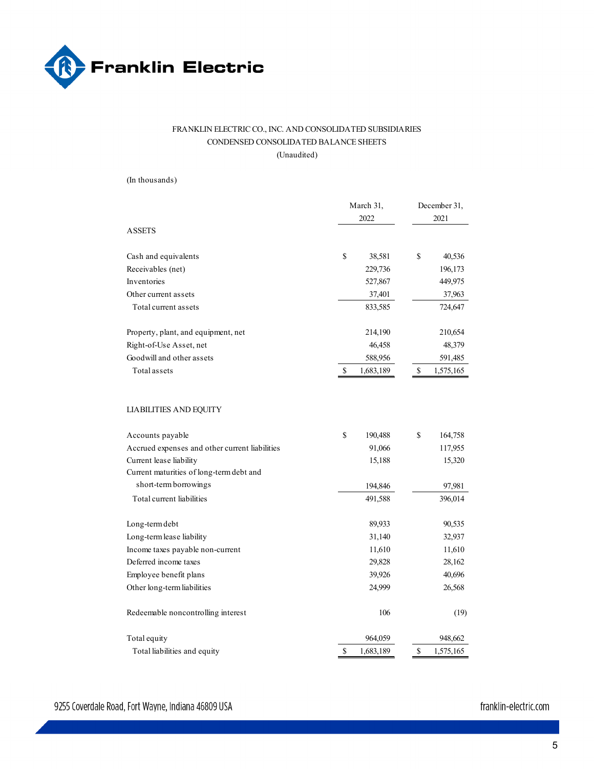FRANKLIN ELECTRIC CO., INC. AND CONSOLIDATED SUBSIDIARIES
CONDENSED CONSOLIDATED BALANCE SHEETS
(Unaudited)

(In thousands)

| | March 31, 2022 | December 31, 2021 |
|---|---|---|
| **ASSETS** | | |
| Cash and equivalents | $ 38,581 | $ 40,536 |
| Receivables (net) | 229,736 | 196,173 |
| Inventories | 527,867 | 449,975 |
| Other current assets | 37,401 | 37,963 |
| Total current assets | 833,585 | 724,647 |
| | | |
| Property, plant, and equipment, net | 214,190 | 210,654 |
| Right-of-Use Asset, net | 46,458 | 48,379 |
| Goodwill and other assets | 588,956 | 591,485 |
| Total assets | $ 1,683,189 | $ 1,575,165 |
| | | |
| **LIABILITIES AND EQUITY** | | |
| Accounts payable | $ 190,488 | $ 164,758 |
| Accrued expenses and other current liabilities | 91,066 | 117,955 |
| Current lease liability | 15,188 | 15,320 |
| Current maturities of long-term debt and short-term borrowings | 194,846 | 97,981 |
| Total current liabilities | 491,588 | 396,014 |
| | | |
| Long-term debt | 89,933 | 90,535 |
| Long-term lease liability | 31,140 | 32,937 |
| Income taxes payable non-current | 11,610 | 11,610 |
| Deferred income taxes | 29,828 | 28,162 |
| Employee benefit plans | 39,926 | 40,696 |
| Other long-term liabilities | 24,999 | 26,568 |
| | | |
| Redeemable noncontrolling interest | 106 | (19) |
| | | |
| Total equity | 964,059 | 948,662 |
| Total liabilities and equity | $ 1,683,189 | $ 1,575,165 |

9255 Coverdale Road, Fort Wayne, Indiana 46809 USA

franklin-electric.com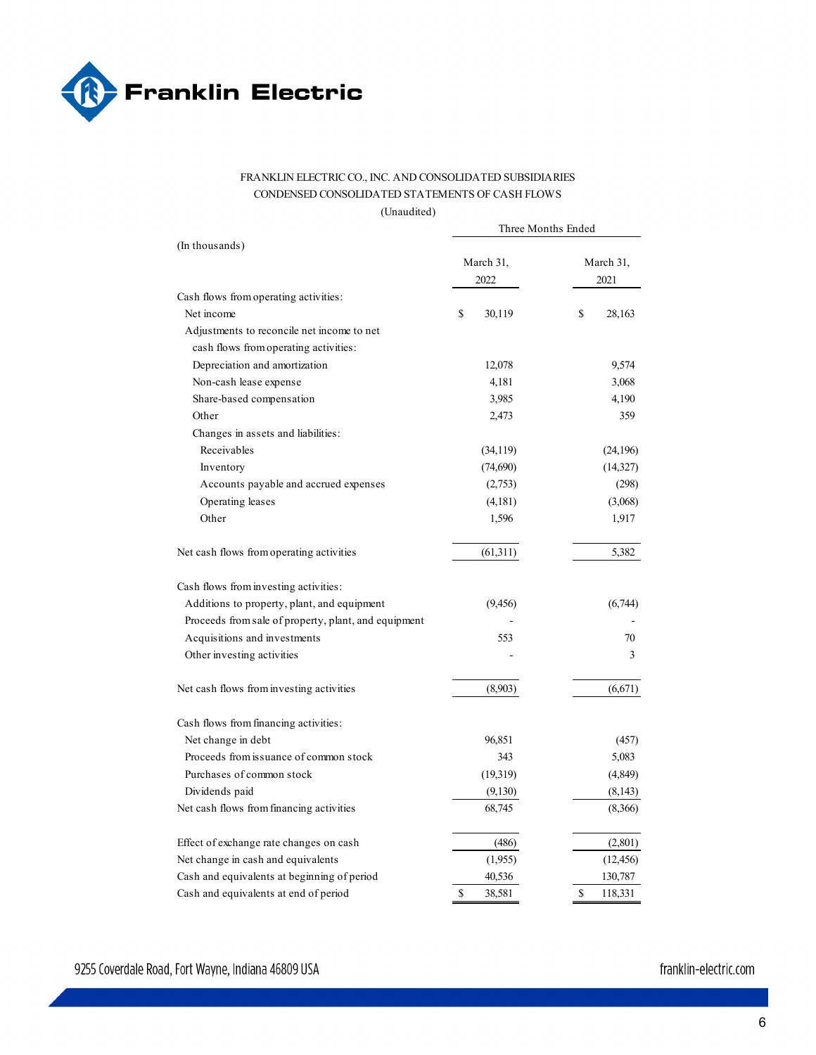FRANKLIN ELECTRIC CO., INC. AND CONSOLIDATED SUBSIDIARIES
CONDENSED CONSOLIDATED STATEMENTS OF CASH FLOWS
(Unaudited)

| (In thousands) | Three Months Ended March 31, 2022 | Three Months Ended March 31, 2021 |
|---|---|---|
| Cash flows from operating activities: | | |
| Net income | $ 30,119 | $ 28,163 |
| Adjustments to reconcile net income to net cash flows from operating activities: | | |
| Depreciation and amortization | 12,078 | 9,574 |
| Non-cash lease expense | 4,181 | 3,068 |
| Share-based compensation | 3,985 | 4,190 |
| Other | 2,473 | 359 |
| Changes in assets and liabilities: | | |
| Receivables | (34,119) | (24,196) |
| Inventory | (74,690) | (14,327) |
| Accounts payable and accrued expenses | (2,753) | (298) |
| Operating leases | (4,181) | (3,068) |
| Other | 1,596 | 1,917 |
| Net cash flows from operating activities | (61,311) | 5,382 |
| Cash flows from investing activities: | | |
| Additions to property, plant, and equipment | (9,456) | (6,744) |
| Proceeds from sale of property, plant, and equipment | - | - |
| Acquisitions and investments | 553 | 70 |
| Other investing activities | - | 3 |
| Net cash flows from investing activities | (8,903) | (6,671) |
| Cash flows from financing activities: | | |
| Net change in debt | 96,851 | (457) |
| Proceeds from issuance of common stock | 343 | 5,083 |
| Purchases of common stock | (19,319) | (4,849) |
| Dividends paid | (9,130) | (8,143) |
| Net cash flows from financing activities | 68,745 | (8,366) |
| Effect of exchange rate changes on cash | (486) | (2,801) |
| Net change in cash and equivalents | (1,955) | (12,456) |
| Cash and equivalents at beginning of period | 40,536 | 130,787 |
| Cash and equivalents at end of period | $ 38,581 | $ 118,331 |

9255 Coverdale Road, Fort Wayne, Indiana 46809 USA

franklin-electric.com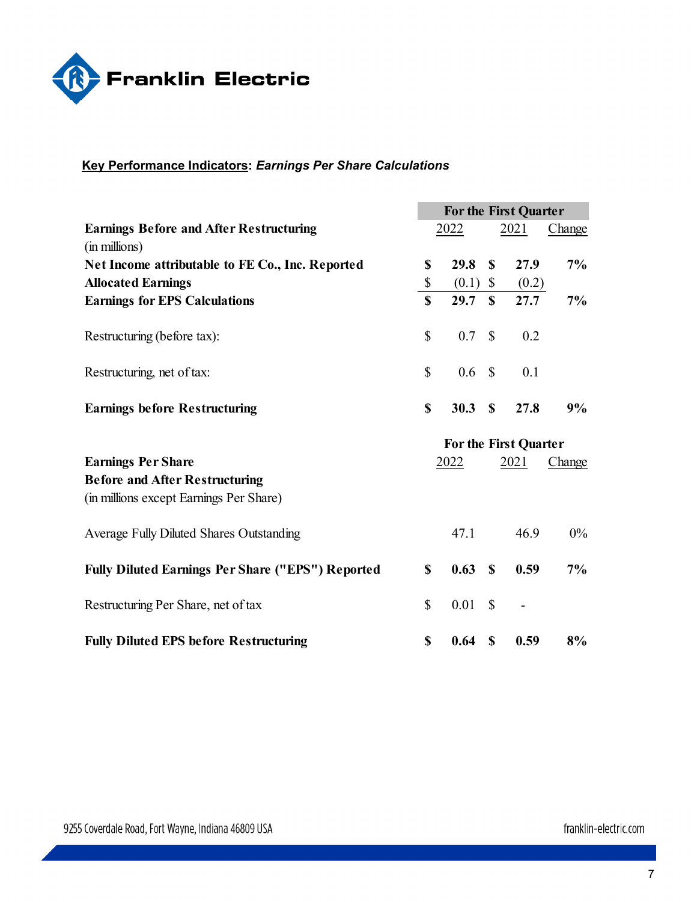## **Key Performance Indicators**: *Earnings Per Share Calculations*

| **Earnings Before and After Restructuring** (in millions) | **For the First Quarter** 2022 | 2021 | Change |
|---|---|---|---|
| **Net Income attributable to FE Co., Inc. Reported** | **$ 29.8** | **$ 27.9** | **7%** |
| **Allocated Earnings** | $ (0.1) | $ (0.2) | |
| **Earnings for EPS Calculations** | **$ 29.7** | **$ 27.7** | **7%** |
| Restructuring (before tax): | $ 0.7 | $ 0.2 | |
| Restructuring, net of tax: | $ 0.6 | $ 0.1 | |
| **Earnings before Restructuring** | **$ 30.3** | **$ 27.8** | **9%** |

| **Earnings Per Share Before and After Restructuring** (in millions except Earnings Per Share) | **For the First Quarter** 2022 | 2021 | Change |
|---|---|---|---|
| Average Fully Diluted Shares Outstanding | 47.1 | 46.9 | 0% |
| **Fully Diluted Earnings Per Share ("EPS") Reported** | **$ 0.63** | **$ 0.59** | **7%** |
| Restructuring Per Share, net of tax | $ 0.01 | $ - | |
| **Fully Diluted EPS before Restructuring** | **$ 0.64** | **$ 0.59** | **8%** |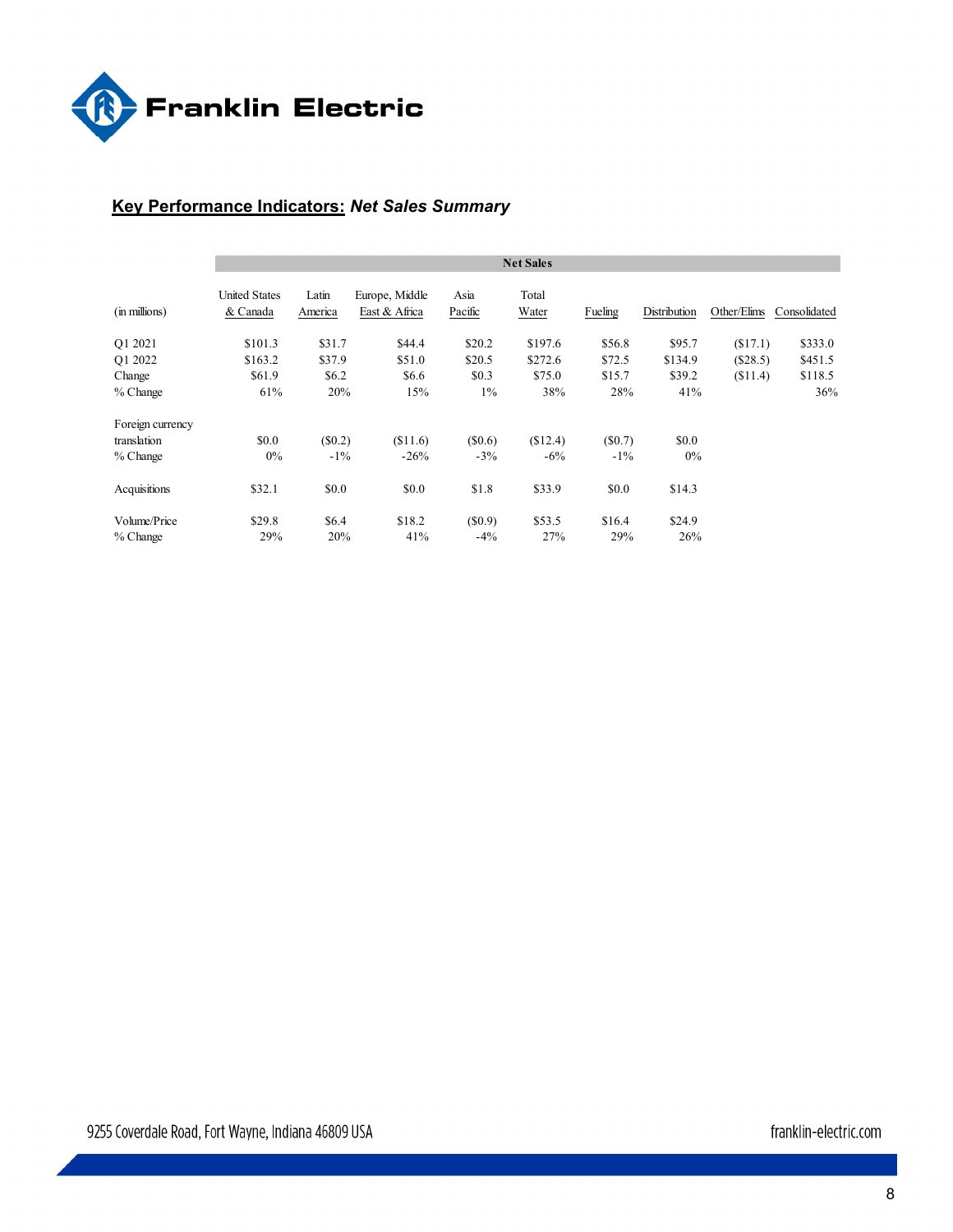## Key Performance Indicators: *Net Sales Summary*

| | Net Sales | | | | | | | | |
|---|---|---|---|---|---|---|---|---|---|
| (in millions) | United States & Canada | Latin America | Europe, Middle East & Africa | Asia Pacific | Total Water | Fueling | Distribution | Other/Elims | Consolidated |
| Q1 2021 | $101.3 | $31.7 | $44.4 | $20.2 | $197.6 | $56.8 | $95.7 | ($17.1) | $333.0 |
| Q1 2022 | $163.2 | $37.9 | $51.0 | $20.5 | $272.6 | $72.5 | $134.9 | ($28.5) | $451.5 |
| Change | $61.9 | $6.2 | $6.6 | $0.3 | $75.0 | $15.7 | $39.2 | ($11.4) | $118.5 |
| % Change | 61% | 20% | 15% | 1% | 38% | 28% | 41% | | 36% |
| Foreign currency translation | $0.0 | ($0.2) | ($11.6) | ($0.6) | ($12.4) | ($0.7) | $0.0 | | |
| % Change | 0% | -1% | -26% | -3% | -6% | -1% | 0% | | |
| Acquisitions | $32.1 | $0.0 | $0.0 | $1.8 | $33.9 | $0.0 | $14.3 | | |
| Volume/Price | $29.8 | $6.4 | $18.2 | ($0.9) | $53.5 | $16.4 | $24.9 | | |
| % Change | 29% | 20% | 41% | -4% | 27% | 29% | 26% | | |

9255 Coverdale Road, Fort Wayne, Indiana 46809 USA

franklin-electric.com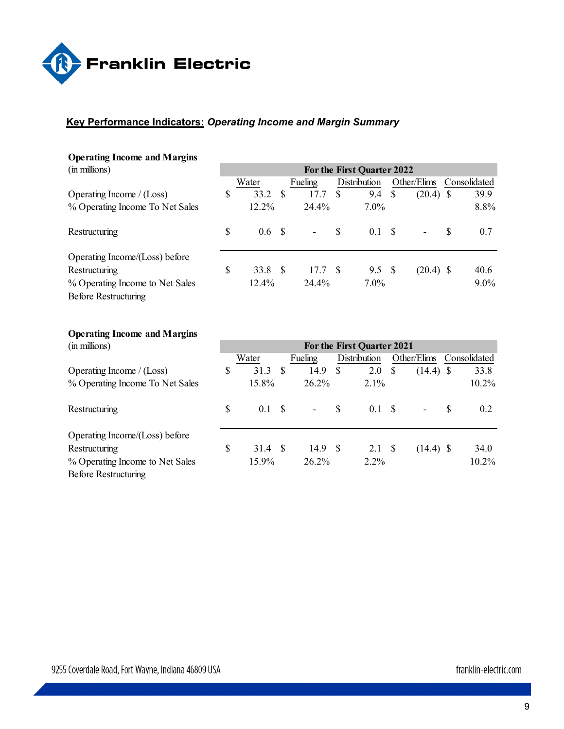Franklin Electric

**Key Performance Indicators:** ***Operating Income and Margin Summary***

| **Operating Income and Margins** (in millions) | **For the First Quarter 2022** | | | | |
|---|---|---|---|---|---|
| | Water | Fueling | Distribution | Other/Elims | Consolidated |
| Operating Income / (Loss) | $ 33.2 | $ 17.7 | $ 9.4 | $ (20.4) | $ 39.9 |
| % Operating Income To Net Sales | 12.2% | 24.4% | 7.0% | | 8.8% |
| Restructuring | $ 0.6 | $ - | $ 0.1 | $ - | $ 0.7 |
| Operating Income/(Loss) before Restructuring | $ 33.8 | $ 17.7 | $ 9.5 | $ (20.4) | $ 40.6 |
| % Operating Income to Net Sales Before Restructuring | 12.4% | 24.4% | 7.0% | | 9.0% |

| **Operating Income and Margins** (in millions) | **For the First Quarter 2021** | | | | |
|---|---|---|---|---|---|
| | Water | Fueling | Distribution | Other/Elims | Consolidated |
| Operating Income / (Loss) | $ 31.3 | $ 14.9 | $ 2.0 | $ (14.4) | $ 33.8 |
| % Operating Income To Net Sales | 15.8% | 26.2% | 2.1% | | 10.2% |
| Restructuring | $ 0.1 | $ - | $ 0.1 | $ - | $ 0.2 |
| Operating Income/(Loss) before Restructuring | $ 31.4 | $ 14.9 | $ 2.1 | $ (14.4) | $ 34.0 |
| % Operating Income to Net Sales Before Restructuring | 15.9% | 26.2% | 2.2% | | 10.2% |

9255 Coverdale Road, Fort Wayne, Indiana 46809 USA

franklin-electric.com